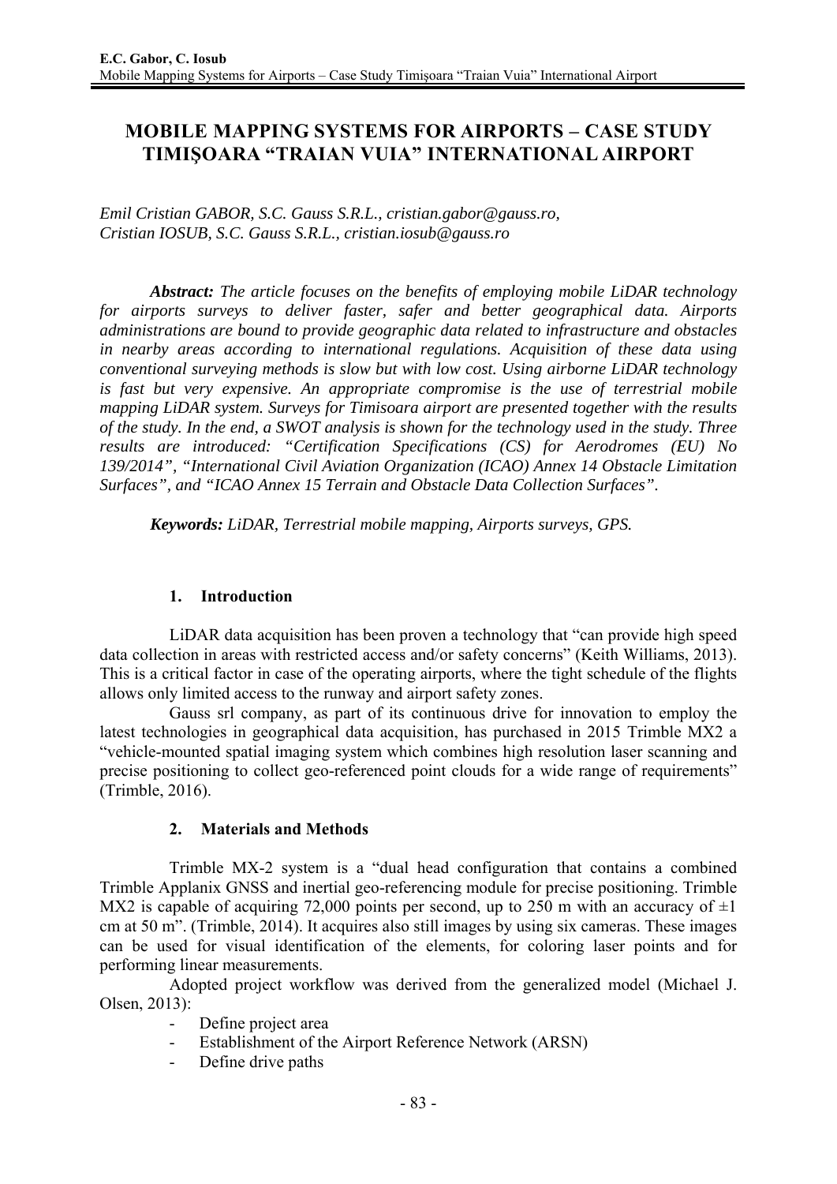# MOBILE MAPPING SYSTEMS FOR AIRPORTS – CASE STUDY TIMIŞOARA "TRAIAN VUIA" INTERNATIONAL AIRPORT

*Emil Cristian GABOR, S.C. Gauss S.R.L., cristian.gabor@gauss.ro,*
*Cristian IOSUB, S.C. Gauss S.R.L., cristian.iosub@gauss.ro*

***Abstract:*** *The article focuses on the benefits of employing mobile LiDAR technology for airports surveys to deliver faster, safer and better geographical data. Airports administrations are bound to provide geographic data related to infrastructure and obstacles in nearby areas according to international regulations. Acquisition of these data using conventional surveying methods is slow but with low cost. Using airborne LiDAR technology is fast but very expensive. An appropriate compromise is the use of terrestrial mobile mapping LiDAR system. Surveys for Timisoara airport are presented together with the results of the study. In the end, a SWOT analysis is shown for the technology used in the study. Three results are introduced: "Certification Specifications (CS) for Aerodromes (EU) No 139/2014", "International Civil Aviation Organization (ICAO) Annex 14 Obstacle Limitation Surfaces", and "ICAO Annex 15 Terrain and Obstacle Data Collection Surfaces".*

***Keywords:*** *LiDAR, Terrestrial mobile mapping, Airports surveys, GPS.*

## 1. Introduction

LiDAR data acquisition has been proven a technology that "can provide high speed data collection in areas with restricted access and/or safety concerns" (Keith Williams, 2013). This is a critical factor in case of the operating airports, where the tight schedule of the flights allows only limited access to the runway and airport safety zones.

Gauss srl company, as part of its continuous drive for innovation to employ the latest technologies in geographical data acquisition, has purchased in 2015 Trimble MX2 a "vehicle-mounted spatial imaging system which combines high resolution laser scanning and precise positioning to collect geo-referenced point clouds for a wide range of requirements" (Trimble, 2016).

## 2. Materials and Methods

Trimble MX-2 system is a "dual head configuration that contains a combined Trimble Applanix GNSS and inertial geo-referencing module for precise positioning. Trimble MX2 is capable of acquiring 72,000 points per second, up to 250 m with an accuracy of ±1 cm at 50 m". (Trimble, 2014). It acquires also still images by using six cameras. These images can be used for visual identification of the elements, for coloring laser points and for performing linear measurements.

Adopted project workflow was derived from the generalized model (Michael J. Olsen, 2013):

- Define project area
- Establishment of the Airport Reference Network (ARSN)
- Define drive paths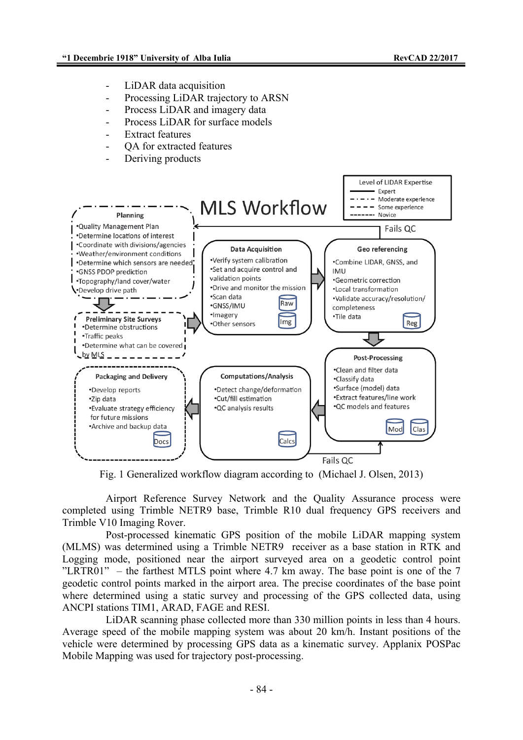- LiDAR data acquisition
- Processing LiDAR trajectory to ARSN
- Process LiDAR and imagery data
- Process LiDAR for surface models
- Extract features
- QA for extracted features
- Deriving products

Fig. 1 Generalized workflow diagram according to (Michael J. Olsen, 2013)

Airport Reference Survey Network and the Quality Assurance process were completed using Trimble NETR9 base, Trimble R10 dual frequency GPS receivers and Trimble V10 Imaging Rover.

Post-processed kinematic GPS position of the mobile LiDAR mapping system (MLMS) was determined using a Trimble NETR9 receiver as a base station in RTK and Logging mode, positioned near the airport surveyed area on a geodetic control point "LRTR01" – the farthest MTLS point where 4.7 km away. The base point is one of the 7 geodetic control points marked in the airport area. The precise coordinates of the base point where determined using a static survey and processing of the GPS collected data, using ANCPI stations TIM1, ARAD, FAGE and RESI.

LiDAR scanning phase collected more than 330 million points in less than 4 hours. Average speed of the mobile mapping system was about 20 km/h. Instant positions of the vehicle were determined by processing GPS data as a kinematic survey. Applanix POSPac Mobile Mapping was used for trajectory post-processing.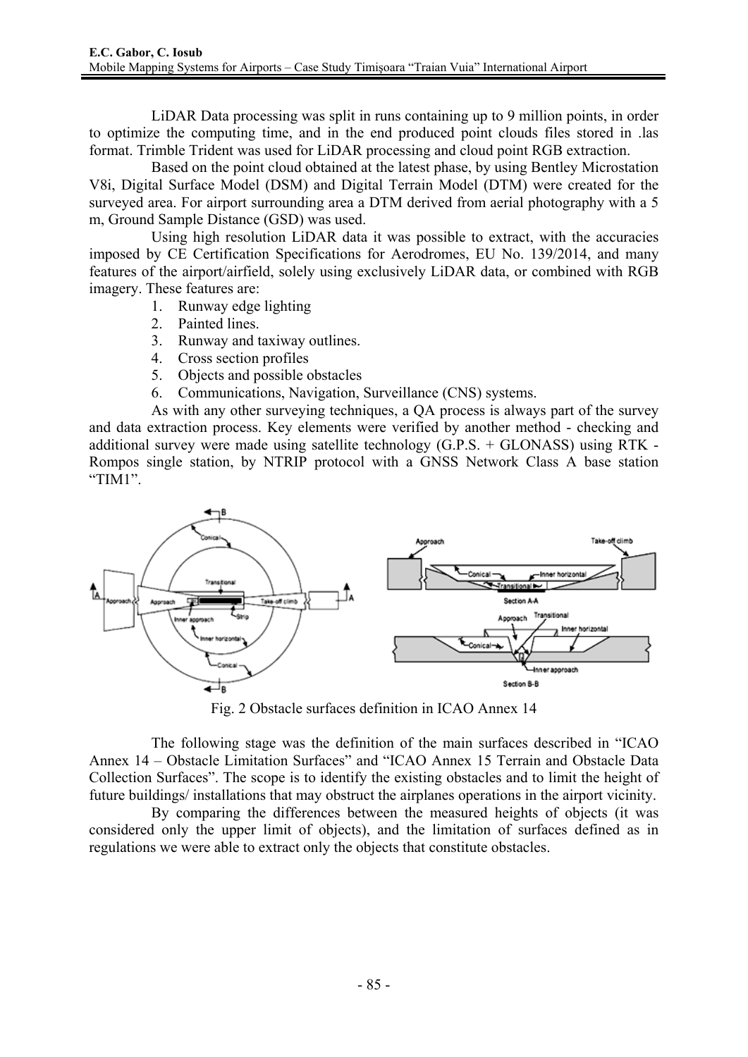LiDAR Data processing was split in runs containing up to 9 million points, in order to optimize the computing time, and in the end produced point clouds files stored in .las format. Trimble Trident was used for LiDAR processing and cloud point RGB extraction.

Based on the point cloud obtained at the latest phase, by using Bentley Microstation V8i, Digital Surface Model (DSM) and Digital Terrain Model (DTM) were created for the surveyed area. For airport surrounding area a DTM derived from aerial photography with a 5 m, Ground Sample Distance (GSD) was used.

Using high resolution LiDAR data it was possible to extract, with the accuracies imposed by CE Certification Specifications for Aerodromes, EU No. 139/2014, and many features of the airport/airfield, solely using exclusively LiDAR data, or combined with RGB imagery. These features are:

1. Runway edge lighting
2. Painted lines.
3. Runway and taxiway outlines.
4. Cross section profiles
5. Objects and possible obstacles
6. Communications, Navigation, Surveillance (CNS) systems.

As with any other surveying techniques, a QA process is always part of the survey and data extraction process. Key elements were verified by another method - checking and additional survey were made using satellite technology (G.P.S. + GLONASS) using RTK - Rompos single station, by NTRIP protocol with a GNSS Network Class A base station "TIM1".

Fig. 2 Obstacle surfaces definition in ICAO Annex 14

The following stage was the definition of the main surfaces described in "ICAO Annex 14 – Obstacle Limitation Surfaces" and "ICAO Annex 15 Terrain and Obstacle Data Collection Surfaces". The scope is to identify the existing obstacles and to limit the height of future buildings/ installations that may obstruct the airplanes operations in the airport vicinity.

By comparing the differences between the measured heights of objects (it was considered only the upper limit of objects), and the limitation of surfaces defined as in regulations we were able to extract only the objects that constitute obstacles.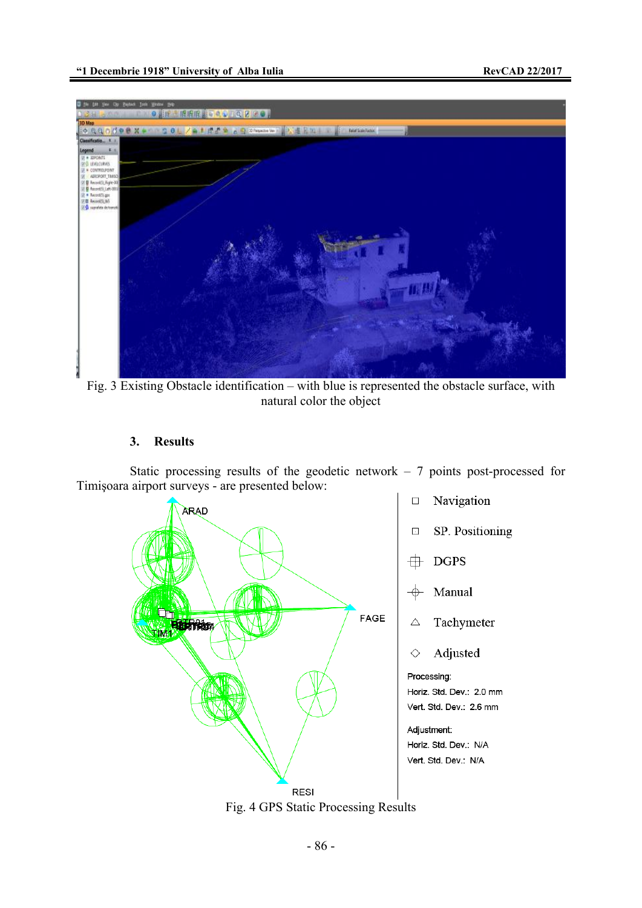Fig. 3 Existing Obstacle identification – with blue is represented the obstacle surface, with natural color the object

### 3. Results

Static processing results of the geodetic network – 7 points post-processed for Timişoara airport surveys - are presented below:

Fig. 4 GPS Static Processing Results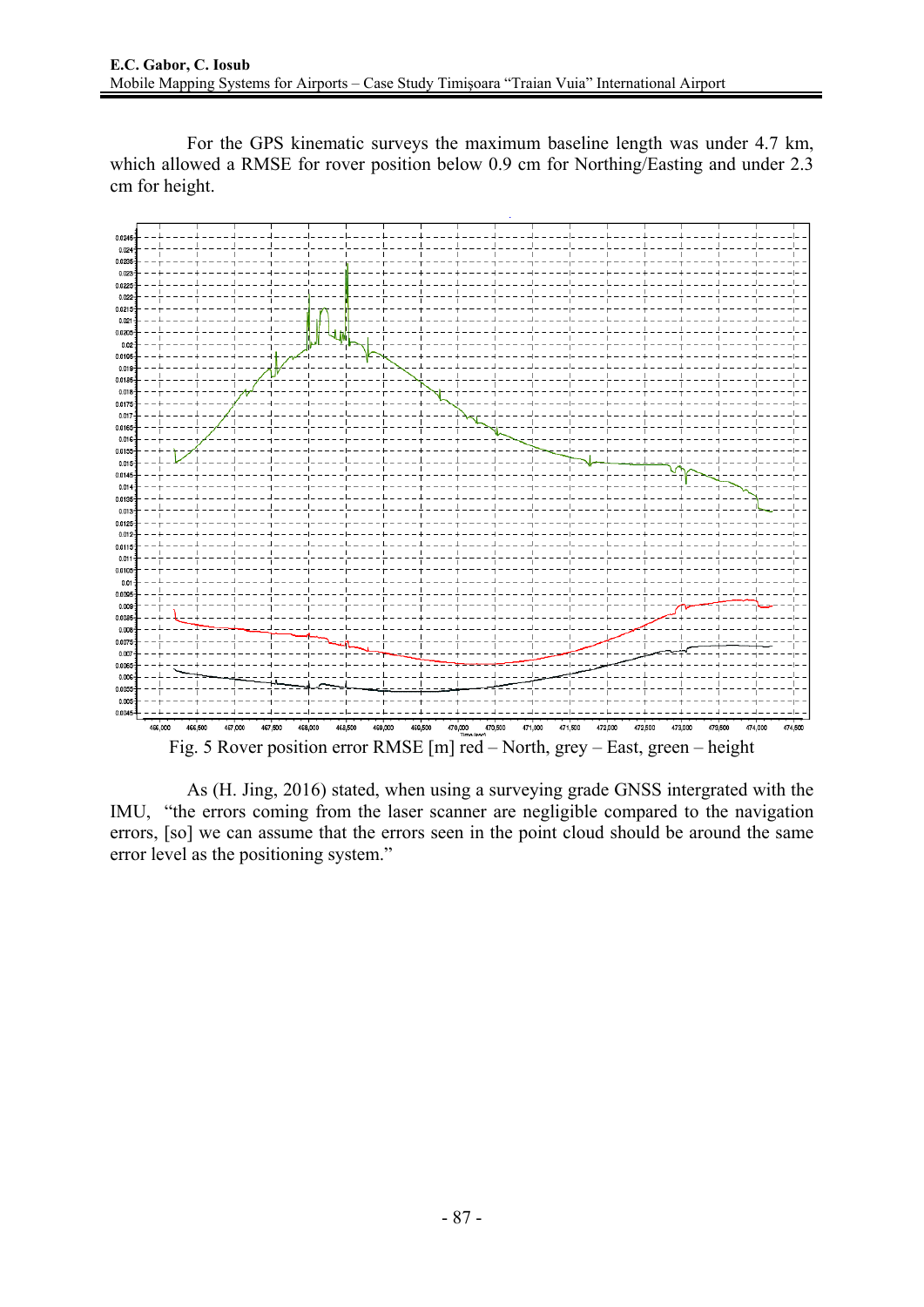For the GPS kinematic surveys the maximum baseline length was under 4.7 km, which allowed a RMSE for rover position below 0.9 cm for Northing/Easting and under 2.3 cm for height.

Fig. 5 Rover position error RMSE [m] red – North, grey – East, green – height

As (H. Jing, 2016) stated, when using a surveying grade GNSS intergrated with the IMU, "the errors coming from the laser scanner are negligible compared to the navigation errors, [so] we can assume that the errors seen in the point cloud should be around the same error level as the positioning system."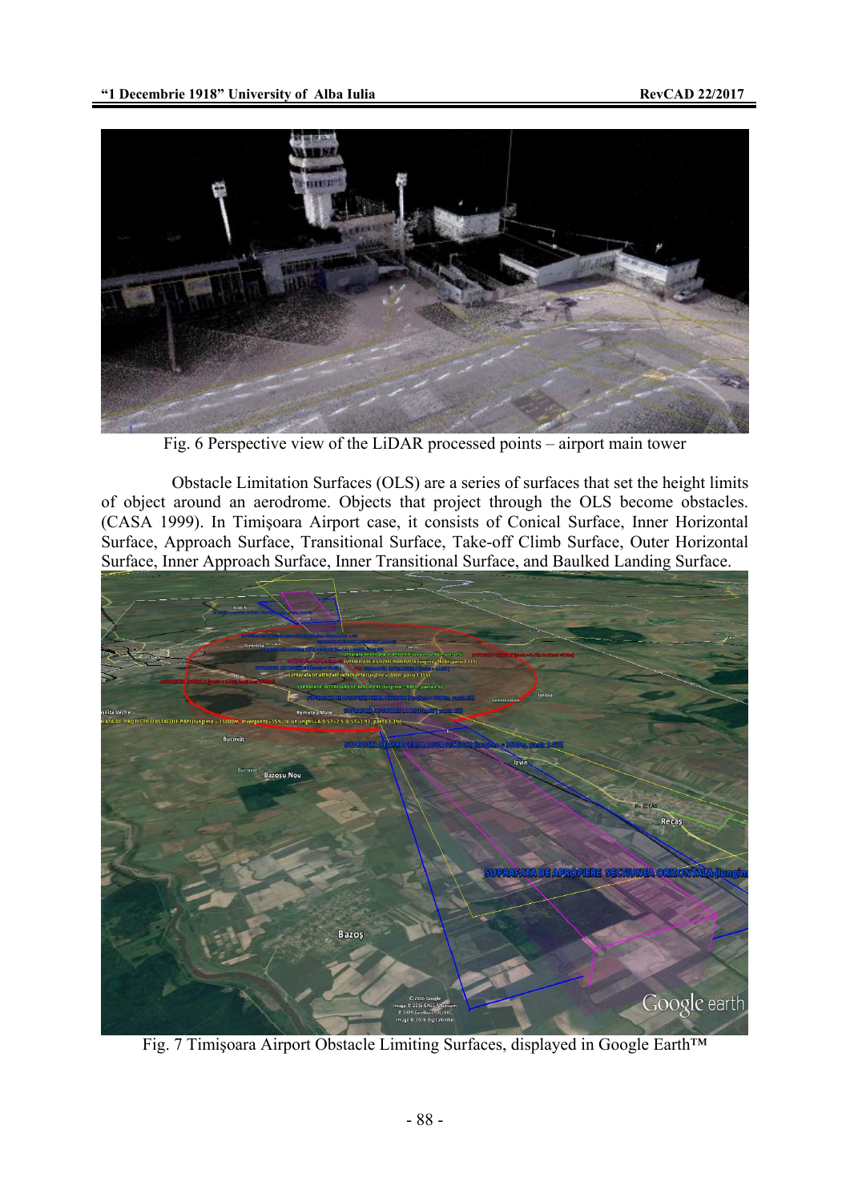Fig. 6 Perspective view of the LiDAR processed points – airport main tower

Obstacle Limitation Surfaces (OLS) are a series of surfaces that set the height limits of object around an aerodrome. Objects that project through the OLS become obstacles. (CASA 1999). In Timişoara Airport case, it consists of Conical Surface, Inner Horizontal Surface, Approach Surface, Transitional Surface, Take-off Climb Surface, Outer Horizontal Surface, Inner Approach Surface, Inner Transitional Surface, and Baulked Landing Surface.

Fig. 7 Timişoara Airport Obstacle Limiting Surfaces, displayed in Google Earth™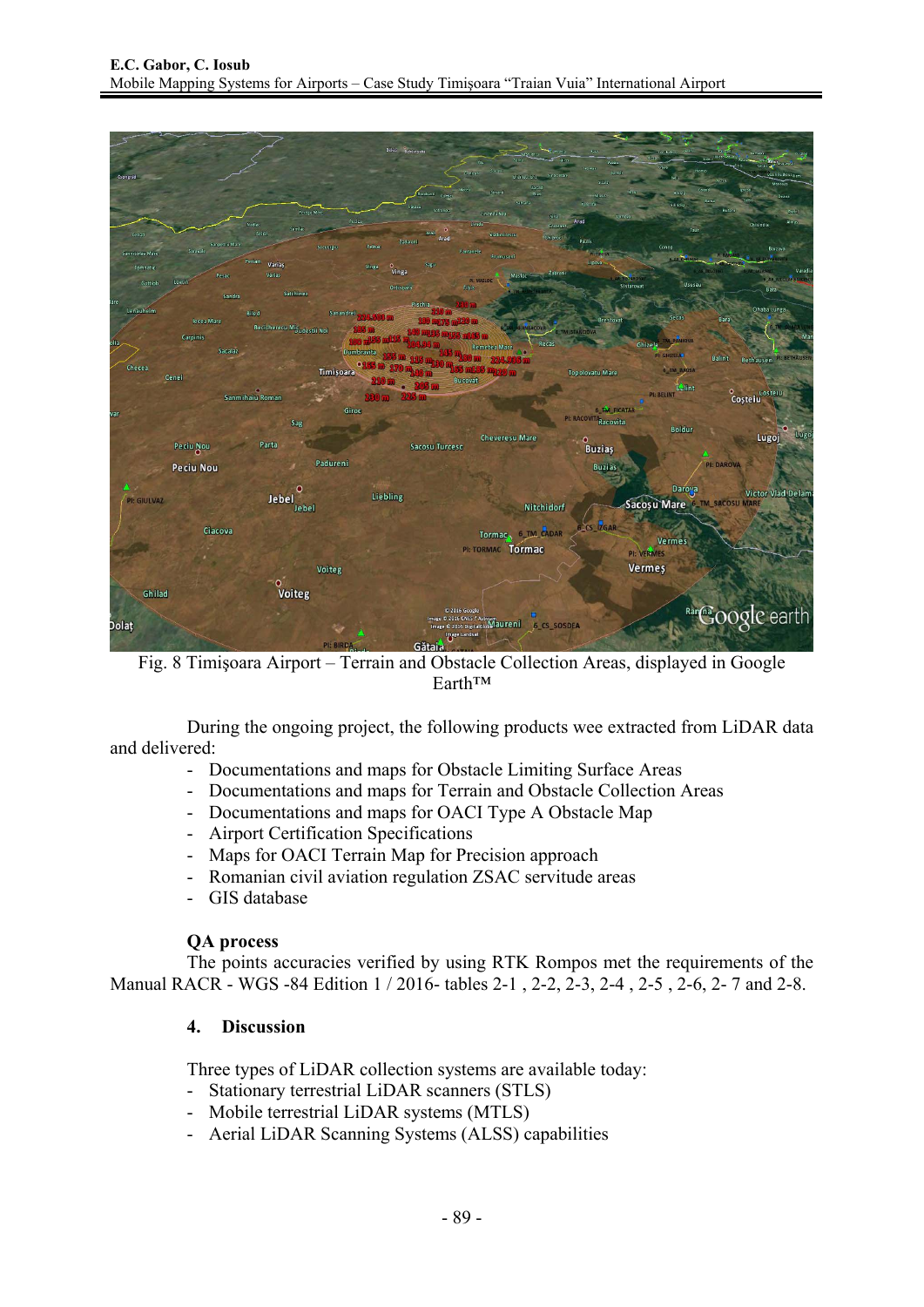Fig. 8 Timişoara Airport – Terrain and Obstacle Collection Areas, displayed in Google Earth™

During the ongoing project, the following products wee extracted from LiDAR data and delivered:

- Documentations and maps for Obstacle Limiting Surface Areas
- Documentations and maps for Terrain and Obstacle Collection Areas
- Documentations and maps for OACI Type A Obstacle Map
- Airport Certification Specifications
- Maps for OACI Terrain Map for Precision approach
- Romanian civil aviation regulation ZSAC servitude areas
- GIS database

**QA process**

The points accuracies verified by using RTK Rompos met the requirements of the Manual RACR - WGS -84 Edition 1 / 2016- tables 2-1 , 2-2, 2-3, 2-4 , 2-5 , 2-6, 2- 7 and 2-8.

## 4. Discussion

Three types of LiDAR collection systems are available today:

- Stationary terrestrial LiDAR scanners (STLS)
- Mobile terrestrial LiDAR systems (MTLS)
- Aerial LiDAR Scanning Systems (ALSS) capabilities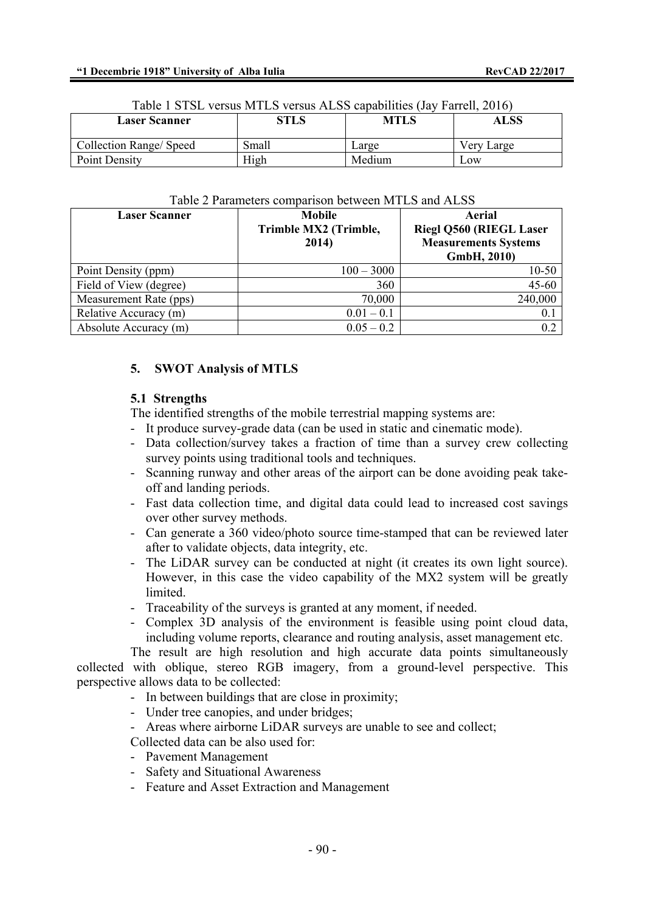Table 1 STSL versus MTLS versus ALSS capabilities (Jay Farrell, 2016)

| Laser Scanner | STLS | MTLS | ALSS |
|---|---|---|---|
| Collection Range/ Speed | Small | Large | Very Large |
| Point Density | High | Medium | Low |

Table 2 Parameters comparison between MTLS and ALSS

| Laser Scanner | Mobile Trimble MX2 (Trimble, 2014) | Aerial Riegl Q560 (RIEGL Laser Measurements Systems GmbH, 2010) |
|---|---|---|
| Point Density (ppm) | 100 – 3000 | 10-50 |
| Field of View (degree) | 360 | 45-60 |
| Measurement Rate (pps) | 70,000 | 240,000 |
| Relative Accuracy (m) | 0.01 – 0.1 | 0.1 |
| Absolute Accuracy (m) | 0.05 – 0.2 | 0.2 |

## 5. SWOT Analysis of MTLS

### 5.1 Strengths

The identified strengths of the mobile terrestrial mapping systems are:

- It produce survey-grade data (can be used in static and cinematic mode).
- Data collection/survey takes a fraction of time than a survey crew collecting survey points using traditional tools and techniques.
- Scanning runway and other areas of the airport can be done avoiding peak take-off and landing periods.
- Fast data collection time, and digital data could lead to increased cost savings over other survey methods.
- Can generate a 360 video/photo source time-stamped that can be reviewed later after to validate objects, data integrity, etc.
- The LiDAR survey can be conducted at night (it creates its own light source). However, in this case the video capability of the MX2 system will be greatly limited.
- Traceability of the surveys is granted at any moment, if needed.
- Complex 3D analysis of the environment is feasible using point cloud data, including volume reports, clearance and routing analysis, asset management etc.

The result are high resolution and high accurate data points simultaneously collected with oblique, stereo RGB imagery, from a ground-level perspective. This perspective allows data to be collected:

- In between buildings that are close in proximity;
- Under tree canopies, and under bridges;
- Areas where airborne LiDAR surveys are unable to see and collect;

Collected data can be also used for:

- Pavement Management
- Safety and Situational Awareness
- Feature and Asset Extraction and Management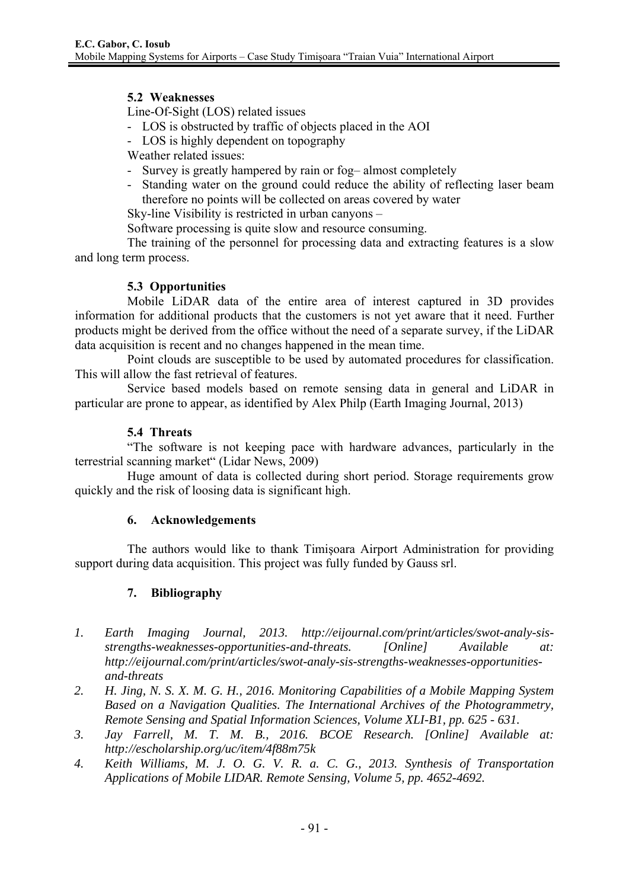### 5.2 Weaknesses

Line-Of-Sight (LOS) related issues

- LOS is obstructed by traffic of objects placed in the AOI
- LOS is highly dependent on topography

Weather related issues:

- Survey is greatly hampered by rain or fog– almost completely
- Standing water on the ground could reduce the ability of reflecting laser beam therefore no points will be collected on areas covered by water

Sky-line Visibility is restricted in urban canyons –

Software processing is quite slow and resource consuming.

The training of the personnel for processing data and extracting features is a slow and long term process.

### 5.3 Opportunities

Mobile LiDAR data of the entire area of interest captured in 3D provides information for additional products that the customers is not yet aware that it need. Further products might be derived from the office without the need of a separate survey, if the LiDAR data acquisition is recent and no changes happened in the mean time.

Point clouds are susceptible to be used by automated procedures for classification. This will allow the fast retrieval of features.

Service based models based on remote sensing data in general and LiDAR in particular are prone to appear, as identified by Alex Philp (Earth Imaging Journal, 2013)

### 5.4 Threats

"The software is not keeping pace with hardware advances, particularly in the terrestrial scanning market" (Lidar News, 2009)

Huge amount of data is collected during short period. Storage requirements grow quickly and the risk of loosing data is significant high.

## 6. Acknowledgements

The authors would like to thank Timişoara Airport Administration for providing support during data acquisition. This project was fully funded by Gauss srl.

## 7. Bibliography

1. *Earth Imaging Journal, 2013. http://eijournal.com/print/articles/swot-analy-sis-strengths-weaknesses-opportunities-and-threats. [Online] Available at: http://eijournal.com/print/articles/swot-analy-sis-strengths-weaknesses-opportunities-and-threats*
2. *H. Jing, N. S. X. M. G. H., 2016. Monitoring Capabilities of a Mobile Mapping System Based on a Navigation Qualities. The International Archives of the Photogrammetry, Remote Sensing and Spatial Information Sciences, Volume XLI-B1, pp. 625 - 631.*
3. *Jay Farrell, M. T. M. B., 2016. BCOE Research. [Online] Available at: http://escholarship.org/uc/item/4f88m75k*
4. *Keith Williams, M. J. O. G. V. R. a. C. G., 2013. Synthesis of Transportation Applications of Mobile LIDAR. Remote Sensing, Volume 5, pp. 4652-4692.*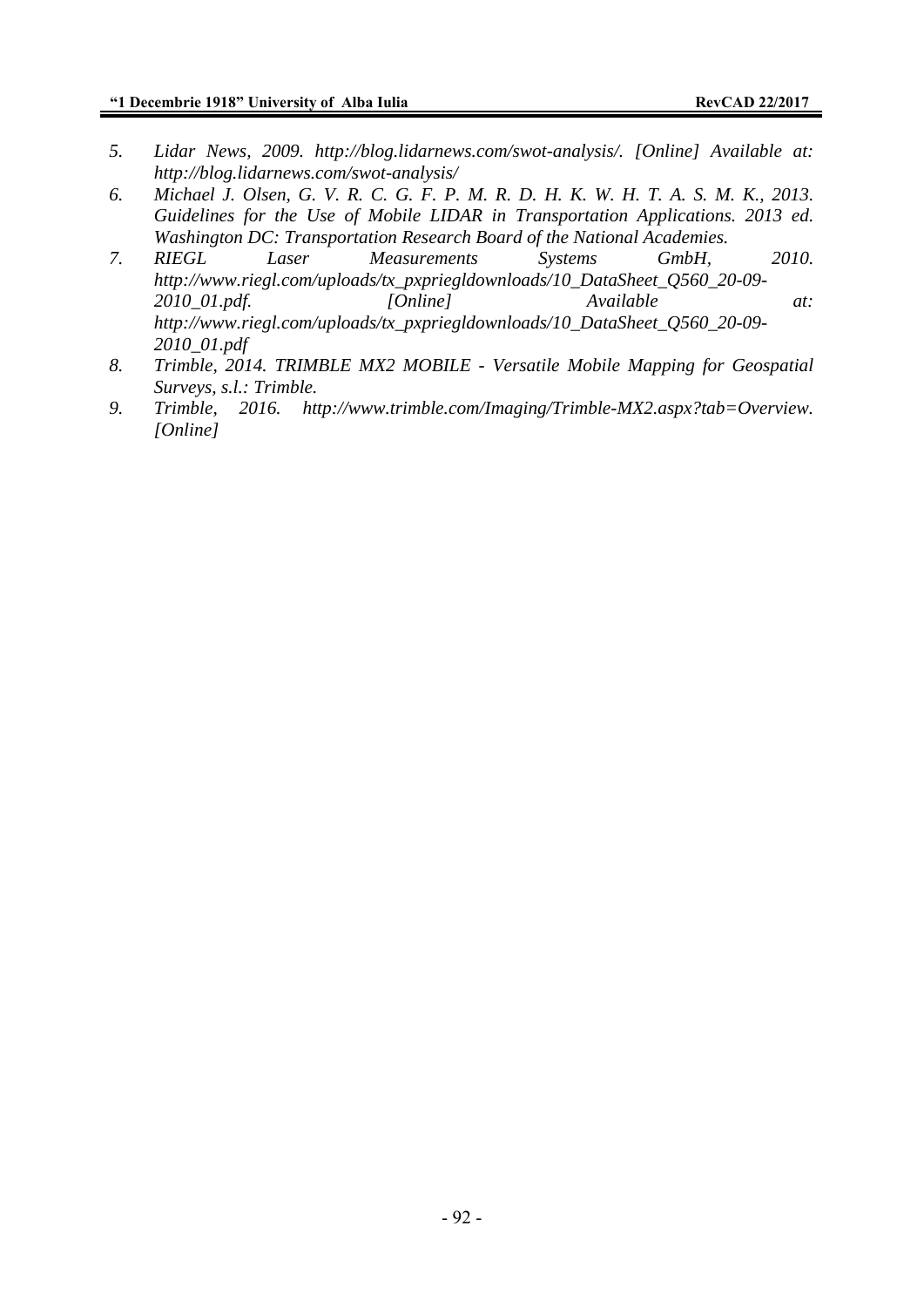5. *Lidar News, 2009. http://blog.lidarnews.com/swot-analysis/. [Online] Available at: http://blog.lidarnews.com/swot-analysis/*
6. *Michael J. Olsen, G. V. R. C. G. F. P. M. R. D. H. K. W. H. T. A. S. M. K., 2013. Guidelines for the Use of Mobile LIDAR in Transportation Applications. 2013 ed. Washington DC: Transportation Research Board of the National Academies.*
7. *RIEGL Laser Measurements Systems GmbH, 2010. http://www.riegl.com/uploads/tx_pxpriegldownloads/10_DataSheet_Q560_20-09-2010_01.pdf. [Online] Available at: http://www.riegl.com/uploads/tx_pxpriegldownloads/10_DataSheet_Q560_20-09-2010_01.pdf*
8. *Trimble, 2014. TRIMBLE MX2 MOBILE - Versatile Mobile Mapping for Geospatial Surveys, s.l.: Trimble.*
9. *Trimble, 2016. http://www.trimble.com/Imaging/Trimble-MX2.aspx?tab=Overview. [Online]*